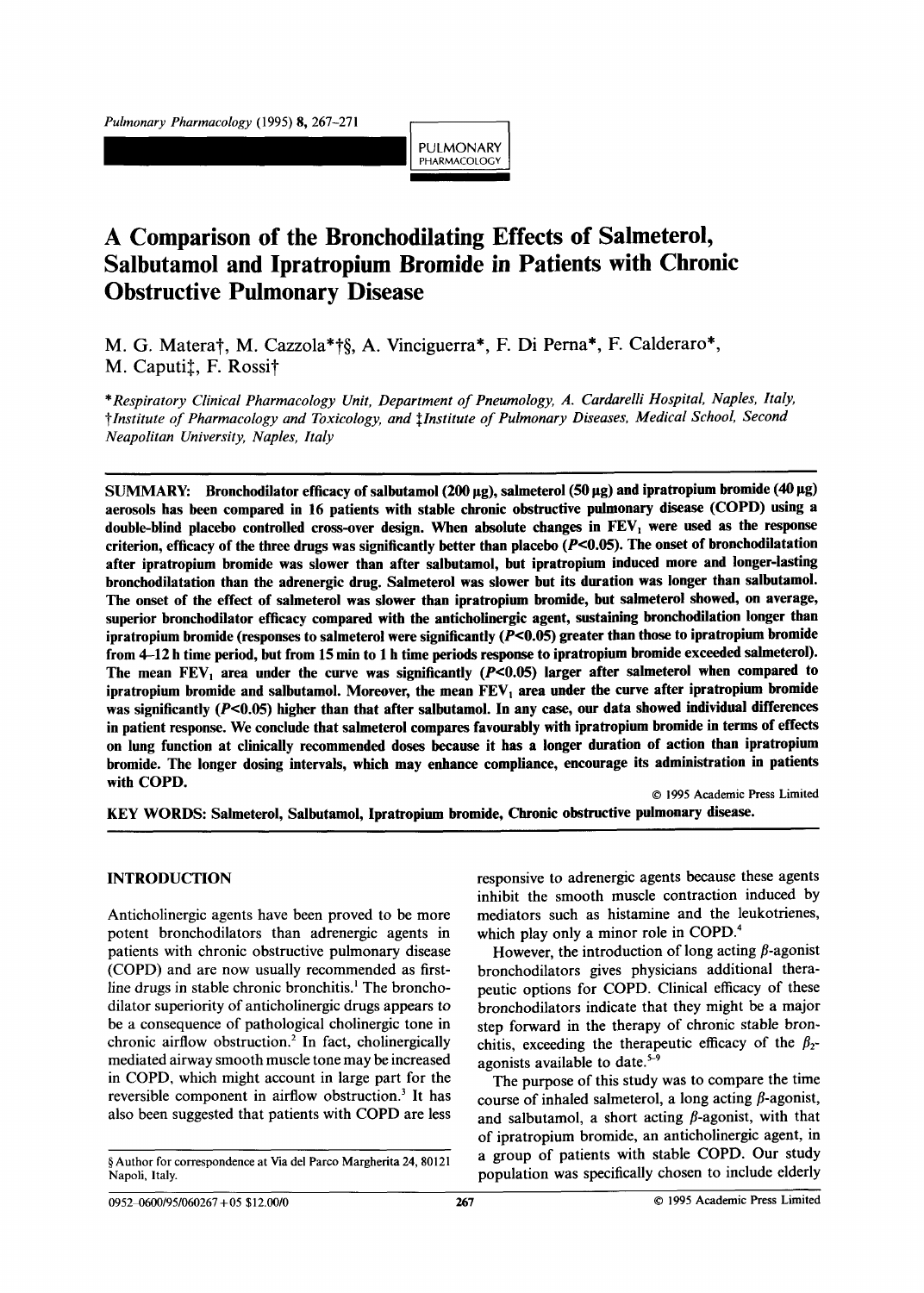# A Comparison of the Bronchodilating Effects of Salmeterol, Salbutamol and Ipratropium Bromide in Patients with Chronic Obstructive Pulmonary Disease

M. G. Matera†, M. Cazzola*†§, A. Vinciguerra*, F. Di Perna*, F. Calderaro*, M. Caputi‡, F. Rossi†

*Respiratory Clinical Pharmacology Unit, Department of Pneumology, A. Cardarelli Hospital, Naples, Italy, †Institute of Pharmacology and Toxicology, and ‡Institute of Pulmonary Diseases, Medical School, Second Neapolitan University, Naples, Italy*

**SUMMARY: Bronchodilator efficacy of salbutamol (200 µg), salmeterol (50 µg) and ipratropium bromide (40 µg) aerosols has been compared in 16 patients with stable chronic obstructive pulmonary disease (COPD) using a double-blind placebo controlled cross-over design. When absolute changes in $FEV_1$ were used as the response criterion, efficacy of the three drugs was significantly better than placebo ($P<0.05$). The onset of bronchodilatation after ipratropium bromide was slower than after salbutamol, but ipratropium bromide induced more and longer-lasting bronchodilatation than the adrenergic drug. Salmeterol was slower but its duration was longer than salbutamol. The onset of the effect of salmeterol was slower than ipratropium bromide, but salmeterol showed, on average, superior bronchodilator efficacy compared with the anticholinergic agent, sustaining bronchodilation longer than ipratropium bromide (responses to salmeterol were significantly ($P<0.05$) greater than those to ipratropium bromide from 4–12 h time period, but from 15 min to 1 h time periods response to ipratropium bromide exceeded salmeterol). The mean $FEV_1$ area under the curve was significantly ($P<0.05$) larger after salmeterol when compared to ipratropium bromide and salbutamol. Moreover, the mean $FEV_1$ area under the curve after ipratropium bromide was significantly ($P<0.05$) higher than that after salbutamol. In any case, our data showed individual differences in patient response. We conclude that salmeterol compares favourably with ipratropium bromide in terms of effects on lung function at clinically recommended doses because it has a longer duration of action than ipratropium bromide. The longer dosing intervals, which may enhance compliance, encourage its administration in patients with COPD.**

© 1995 Academic Press Limited

**KEY WORDS: Salmeterol, Salbutamol, Ipratropium bromide, Chronic obstructive pulmonary disease.**

## INTRODUCTION

Anticholinergic agents have been proved to be more potent bronchodilators than adrenergic agents in patients with chronic obstructive pulmonary disease (COPD) and are now usually recommended as first-line drugs in stable chronic bronchitis.[1] The bronchodilator superiority of anticholinergic drugs appears to be a consequence of pathological cholinergic tone in chronic airflow obstruction.[2] In fact, cholinergically mediated airway smooth muscle tone may be increased in COPD, which might account in large part for the reversible component in airflow obstruction.[3] It has also been suggested that patients with COPD are less responsive to adrenergic agents because these agents inhibit the smooth muscle contraction induced by mediators such as histamine and the leukotrienes, which play only a minor role in COPD.[4]

However, the introduction of long acting $\beta$-agonist bronchodilators gives physicians additional therapeutic options for COPD. Clinical efficacy of these bronchodilators indicate that they might be a major step forward in the therapy of chronic stable bronchitis, exceeding the therapeutic efficacy of the $\beta_2$-agonists available to date.[5–9]

The purpose of this study was to compare the time course of inhaled salmeterol, a long acting $\beta$-agonist, and salbutamol, a short acting $\beta$-agonist, with that of ipratropium bromide, an anticholinergic agent, in a group of patients with stable COPD. Our study population was specifically chosen to include elderly

§ Author for correspondence at Via del Parco Margherita 24, 80121 Napoli, Italy.

0952-0600/95/060267+05 $12.00/0

© 1995 Academic Press Limited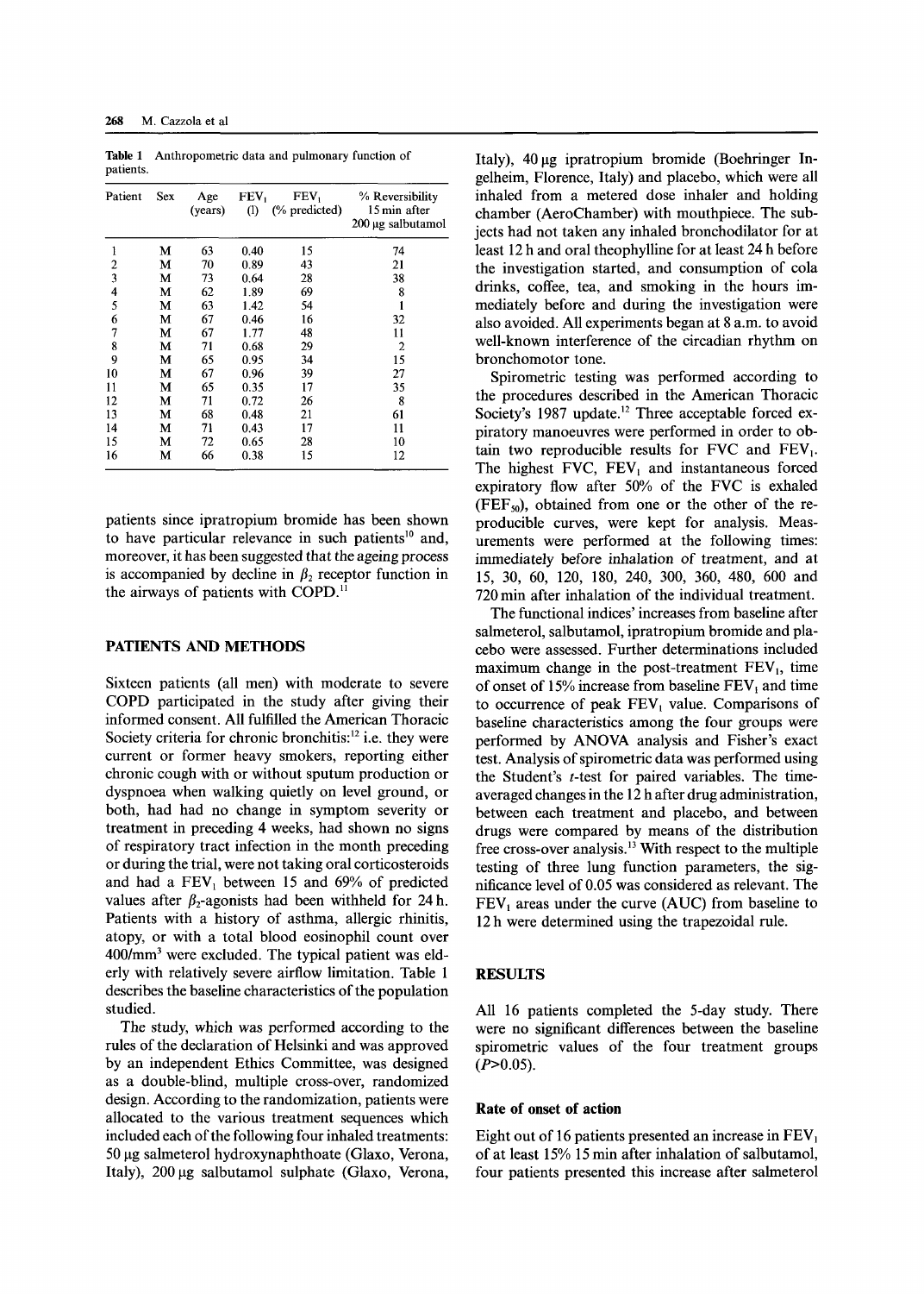Table 1 Anthropometric data and pulmonary function of patients.

| Patient | Sex | Age (years) | $FEV_1$ (l) | $FEV_1$ (% predicted) | % Reversibility 15 min after 200 μg salbutamol |
|---|---|---|---|---|---|
| 1 | M | 63 | 0.40 | 15 | 74 |
| 2 | M | 70 | 0.89 | 43 | 21 |
| 3 | M | 73 | 0.64 | 28 | 38 |
| 4 | M | 62 | 1.89 | 69 | 8 |
| 5 | M | 63 | 1.42 | 54 | 1 |
| 6 | M | 67 | 0.46 | 16 | 32 |
| 7 | M | 67 | 1.77 | 48 | 11 |
| 8 | M | 71 | 0.68 | 29 | 2 |
| 9 | M | 65 | 0.95 | 34 | 15 |
| 10 | M | 67 | 0.96 | 39 | 27 |
| 11 | M | 65 | 0.35 | 17 | 35 |
| 12 | M | 71 | 0.72 | 26 | 8 |
| 13 | M | 68 | 0.48 | 21 | 61 |
| 14 | M | 71 | 0.43 | 17 | 11 |
| 15 | M | 72 | 0.65 | 28 | 10 |
| 16 | M | 66 | 0.38 | 15 | 12 |

patients since ipratropium bromide has been shown to have particular relevance in such patients[10] and, moreover, it has been suggested that the ageing process is accompanied by decline in $\beta_2$ receptor function in the airways of patients with COPD.[11]

## PATIENTS AND METHODS

Sixteen patients (all men) with moderate to severe COPD participated in the study after giving their informed consent. All fulfilled the American Thoracic Society criteria for chronic bronchitis:[12] i.e. they were current or former heavy smokers, reporting either chronic cough with or without sputum production or dyspnoea when walking quietly on level ground, or both, had had no change in symptom severity or treatment in preceding 4 weeks, had shown no signs of respiratory tract infection in the month preceding or during the trial, were not taking oral corticosteroids and had a $FEV_1$ between 15 and 69% of predicted values after $\beta_2$-agonists had been withheld for 24 h. Patients with a history of asthma, allergic rhinitis, atopy, or with a total blood eosinophil count over 400/mm$^3$ were excluded. The typical patient was elderly with relatively severe airflow limitation. Table 1 describes the baseline characteristics of the population studied.

The study, which was performed according to the rules of the declaration of Helsinki and was approved by an independent Ethics Committee, was designed as a double-blind, multiple cross-over, randomized design. According to the randomization, patients were allocated to the various treatment sequences which included each of the following four inhaled treatments: 50 μg salmeterol hydroxynaphthoate (Glaxo, Verona, Italy), 200 μg salbutamol sulphate (Glaxo, Verona, Italy), 40 μg ipratropium bromide (Boehringer Ingelheim, Florence, Italy) and placebo, which were all inhaled from a metered dose inhaler and holding chamber (AeroChamber) with mouthpiece. The subjects had not taken any inhaled bronchodilator for at least 12 h and oral theophylline for at least 24 h before the investigation started, and consumption of cola drinks, coffee, tea, and smoking in the hours immediately before and during the investigation were also avoided. All experiments began at 8 a.m. to avoid well-known interference of the circadian rhythm on bronchomotor tone.

Spirometric testing was performed according to the procedures described in the American Thoracic Society's 1987 update.[12] Three acceptable forced expiratory manoeuvres were performed in order to obtain two reproducible results for FVC and $FEV_1$. The highest FVC, $FEV_1$ and instantaneous forced expiratory flow after 50% of the FVC is exhaled ($FEF_{50}$), obtained from one or the other of the reproducible curves, were kept for analysis. Measurements were performed at the following times: immediately before inhalation of treatment, and at 15, 30, 60, 120, 180, 240, 300, 360, 480, 600 and 720 min after inhalation of the individual treatment.

The functional indices' increases from baseline after salmeterol, salbutamol, ipratropium bromide and placebo were assessed. Further determinations included maximum change in the post-treatment $FEV_1$, time of onset of 15% increase from baseline $FEV_1$ and time to occurrence of peak $FEV_1$ value. Comparisons of baseline characteristics among the four groups were performed by ANOVA analysis and Fisher's exact test. Analysis of spirometric data was performed using the Student's *t*-test for paired variables. The time-averaged changes in the 12 h after drug administration, between each treatment and placebo, and between drugs were compared by means of the distribution free cross-over analysis.[13] With respect to the multiple testing of three lung function parameters, the significance level of 0.05 was considered as relevant. The $FEV_1$ areas under the curve (AUC) from baseline to 12 h were determined using the trapezoidal rule.

## RESULTS

All 16 patients completed the 5-day study. There were no significant differences between the baseline spirometric values of the four treatment groups ($P>0.05$).

### Rate of onset of action

Eight out of 16 patients presented an increase in $FEV_1$ of at least 15% 15 min after inhalation of salbutamol, four patients presented this increase after salmeterol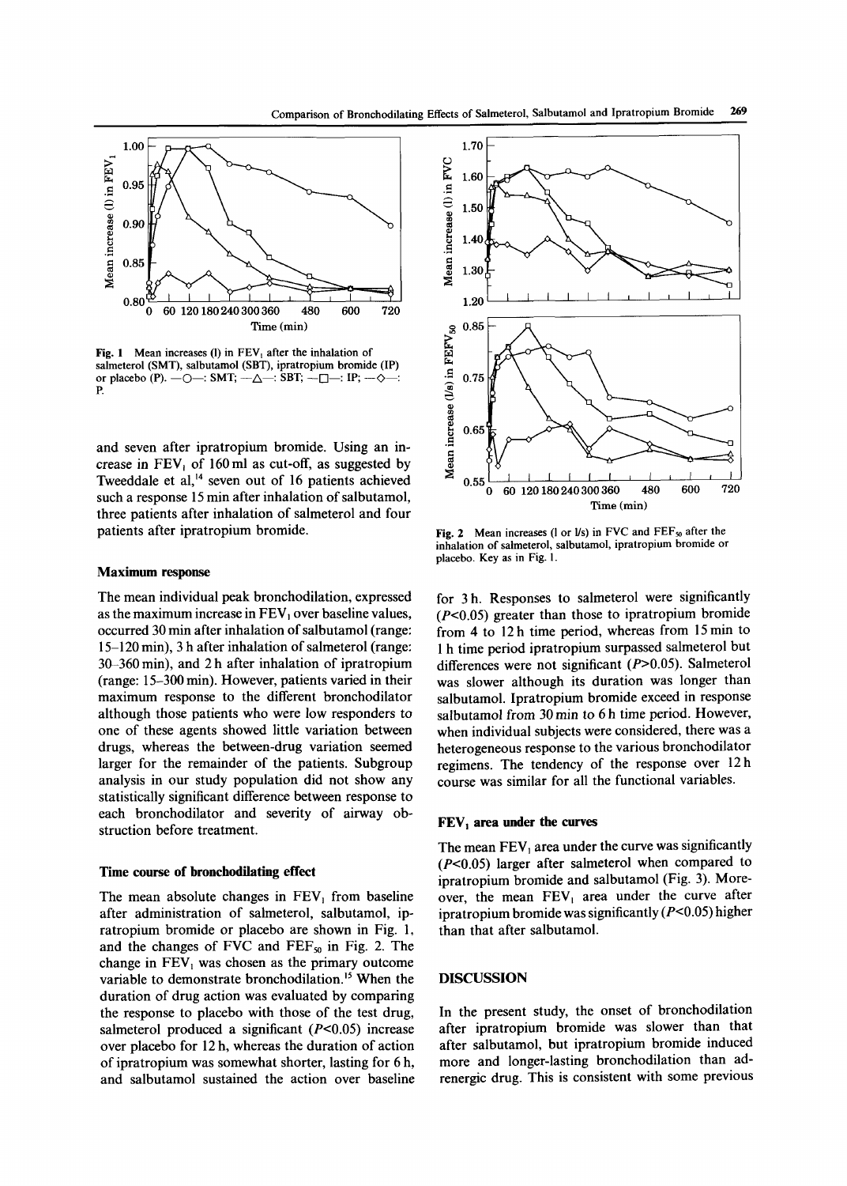1.00
0.95
0.90
0.85
0.80
Mean increase (l) in $FEV_1$
0 60 120 180 240 300 360 480 600 720
Time (min)

Fig. 1 Mean increases (l) in $FEV_1$ after the inhalation of salmeterol (SMT), salbutamol (SBT), ipratropium bromide (IP) or placebo (P). —○—: SMT; —△—: SBT; —□—: IP; —◇—: P.

and seven after ipratropium bromide. Using an increase in $FEV_1$ of 160 ml as cut-off, as suggested by Tweeddale et al,[14] seven out of 16 patients achieved such a response 15 min after inhalation of salbutamol, three patients after inhalation of salmeterol and four patients after ipratropium bromide.

### Maximum response

The mean individual peak bronchodilation, expressed as the maximum increase in $FEV_1$ over baseline values, occurred 30 min after inhalation of salbutamol (range: 15–120 min), 3 h after inhalation of salmeterol (range: 30–360 min), and 2 h after inhalation of ipratropium (range: 15–300 min). However, patients varied in their maximum response to the different bronchodilator although those patients who were low responders to one of these agents showed little variation between drugs, whereas the between-drug variation seemed larger for the remainder of the patients. Subgroup analysis in our study population did not show any statistically significant difference between response to each bronchodilator and severity of airway obstruction before treatment.

### Time course of bronchodilating effect

The mean absolute changes in $FEV_1$ from baseline after administration of salmeterol, salbutamol, ipratropium bromide or placebo are shown in Fig. 1, and the changes of FVC and $FEF_{50}$ in Fig. 2. The change in $FEV_1$ was chosen as the primary outcome variable to demonstrate bronchodilation.[15] When the duration of drug action was evaluated by comparing the response to placebo with those of the test drug, salmeterol produced a significant ($P<0.05$) increase over placebo for 12 h, whereas the duration of action of ipratropium was somewhat shorter, lasting for 6 h, and salbutamol sustained the action over baseline

1.70
1.60
1.50
1.40
1.30
1.20
Mean increase (l) in FVC
0.85
0.75
0.65
0.55
Mean increase (l/s) in $FEFV_{50}$
0 60 120 180 240 300 360 480 600 720
Time (min)

Fig. 2 Mean increases (l or l/s) in FVC and $FEF_{50}$ after the inhalation of salmeterol, salbutamol, ipratropium bromide or placebo. Key as in Fig. 1.

for 3 h. Responses to salmeterol were significantly ($P<0.05$) greater than those to ipratropium bromide from 4 to 12 h time period, whereas from 15 min to 1 h time period ipratropium surpassed salmeterol but differences were not significant ($P>0.05$). Salmeterol was slower although its duration was longer than salbutamol. Ipratropium bromide exceed in response salbutamol from 30 min to 6 h time period. However, when individual subjects were considered, there was a heterogeneous response to the various bronchodilator regimens. The tendency of the response over 12 h course was similar for all the functional variables.

### $FEV_1$ area under the curves

The mean $FEV_1$ area under the curve was significantly ($P<0.05$) larger after salmeterol when compared to ipratropium bromide and salbutamol (Fig. 3). Moreover, the mean $FEV_1$ area under the curve after ipratropium bromide was significantly ($P<0.05$) higher than that after salbutamol.

## DISCUSSION

In the present study, the onset of bronchodilation after ipratropium bromide was slower than that after salbutamol, but ipratropium bromide induced more and longer-lasting bronchodilation than adrenergic drug. This is consistent with some previous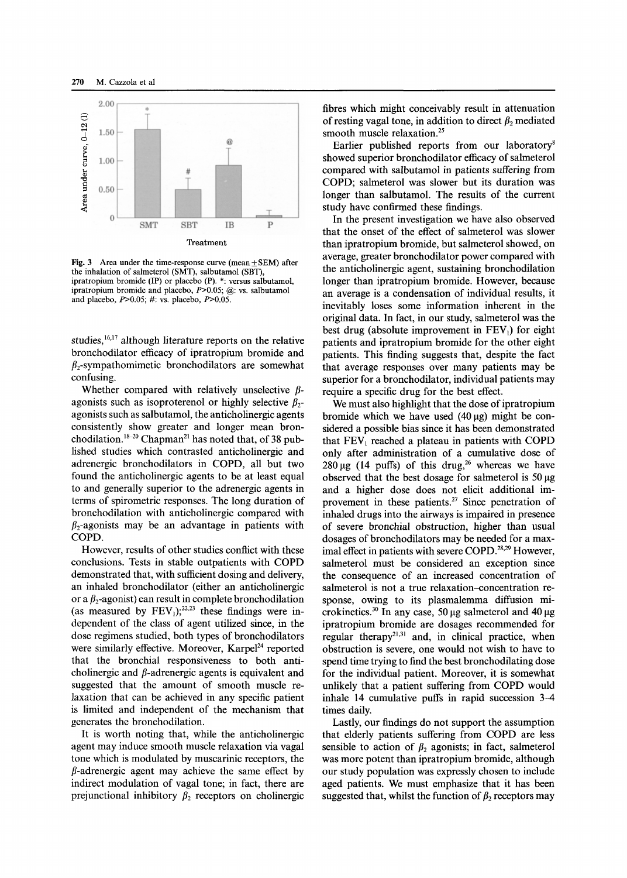2.00

1.50

1.00

0.50

0

Area under curve, 0–12 (l)

*

#

@

SMT SBT IB P

Treatment

**Fig. 3** Area under the time-response curve (mean ± SEM) after the inhalation of salmeterol (SMT), salbutamol (SBT), ipratropium bromide (IP) or placebo (P). *: versus salbutamol, ipratropium bromide and placebo, $P>0.05$; @: vs. salbutamol and placebo, $P>0.05$; #: vs. placebo, $P>0.05$.

studies,[16,17] although literature reports on the relative bronchodilator efficacy of ipratropium bromide and $\beta_2$-sympathomimetic bronchodilators are somewhat confusing.

Whether compared with relatively unselective $\beta$-agonists such as isoproterenol or highly selective $\beta_2$-agonists such as salbutamol, the anticholinergic agents consistently show greater and longer mean bronchodilation.[18–20] Chapman[21] has noted that, of 38 published studies which contrasted anticholinergic and adrenergic bronchodilators in COPD, all but two found the anticholinergic agents to be at least equal to and generally superior to the adrenergic agents in terms of spirometric responses. The long duration of bronchodilation with anticholinergic compared with $\beta_2$-agonists may be an advantage in patients with COPD.

However, results of other studies conflict with these conclusions. Tests in stable outpatients with COPD demonstrated that, with sufficient dosing and delivery, an inhaled bronchodilator (either an anticholinergic or a $\beta_2$-agonist) can result in complete bronchodilation (as measured by $FEV_1$);[22,23] these findings were independent of the class of agent utilized since, in the dose regimens studied, both types of bronchodilators were similarly effective. Moreover, Karpel[24] reported that the bronchial responsiveness to both anticholinergic and $\beta$-adrenergic agents is equivalent and suggested that the amount of smooth muscle relaxation that can be achieved in any specific patient is limited and independent of the mechanism that generates the bronchodilation.

It is worth noting that, while the anticholinergic agent may induce smooth muscle relaxation via vagal tone which is modulated by muscarinic receptors, the $\beta$-adrenergic agent may achieve the same effect by indirect modulation of vagal tone; in fact, there are prejunctional inhibitory $\beta_2$ receptors on cholinergic fibres which might conceivably result in attenuation of resting vagal tone, in addition to direct $\beta_2$ mediated smooth muscle relaxation.[25]

Earlier published reports from our laboratory[8] showed superior bronchodilator efficacy of salmeterol compared with salbutamol in patients suffering from COPD; salmeterol was slower but its duration was longer than salbutamol. The results of the current study have confirmed these findings.

In the present investigation we have also observed that the onset of the effect of salmeterol was slower than ipratropium bromide, but salmeterol showed, on average, greater bronchodilator power compared with the anticholinergic agent, sustaining bronchodilation longer than ipratropium bromide. However, because an average is a condensation of individual results, it inevitably loses some information inherent in the original data. In fact, in our study, salmeterol was the best drug (absolute improvement in $FEV_1$) for eight patients and ipratropium bromide for the other eight patients. This finding suggests that, despite the fact that average responses over many patients may be superior for a bronchodilator, individual patients may require a specific drug for the best effect.

We must also highlight that the dose of ipratropium bromide which we have used (40 μg) might be considered a possible bias since it has been demonstrated that $FEV_1$ reached a plateau in patients with COPD only after administration of a cumulative dose of 280 μg (14 puffs) of this drug,[26] whereas we have observed that the best dosage for salmeterol is 50 μg and a higher dose does not elicit additional improvement in these patients.[27] Since penetration of inhaled drugs into the airways is impaired in presence of severe bronchial obstruction, higher than usual dosages of bronchodilators may be needed for a maximal effect in patients with severe COPD.[28,29] However, salmeterol must be considered an exception since the consequence of an increased concentration of salmeterol is not a true relaxation–concentration response, owing to its plasmalemma diffusion microkinetics.[30] In any case, 50 μg salmeterol and 40 μg ipratropium bromide are dosages recommended for regular therapy[21,31] and, in clinical practice, when obstruction is severe, one would not wish to have to spend time trying to find the best bronchodilating dose for the individual patient. Moreover, it is somewhat unlikely that a patient suffering from COPD would inhale 14 cumulative puffs in rapid succession 3–4 times daily.

Lastly, our findings do not support the assumption that elderly patients suffering from COPD are less sensible to action of $\beta_2$ agonists; in fact, salmeterol was more potent than ipratropium bromide, although our study population was expressly chosen to include aged patients. We must emphasize that it has been suggested that, whilst the function of $\beta_2$ receptors may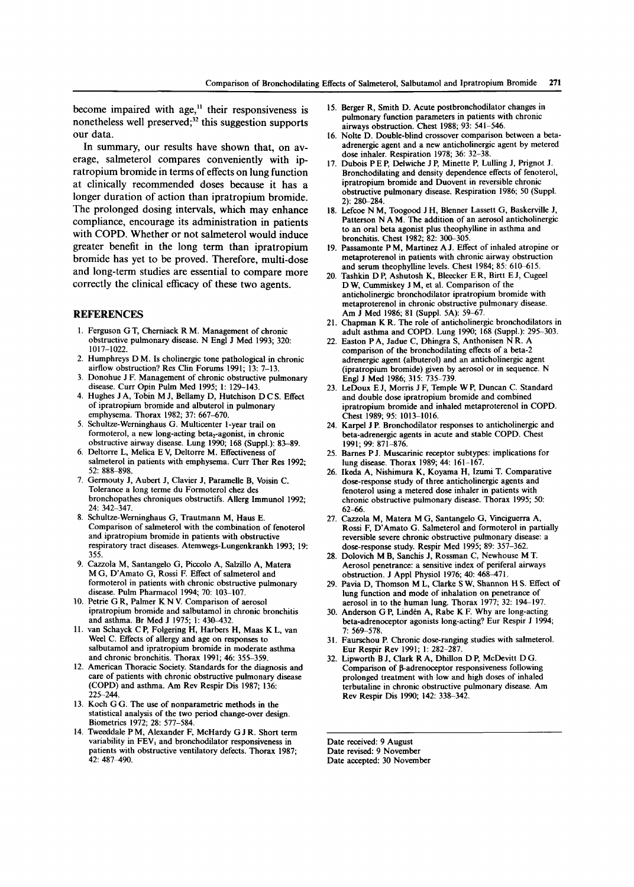become impaired with age,[11] their responsiveness is nonetheless well preserved;[32] this suggestion supports our data.

In summary, our results have shown that, on average, salmeterol compares conveniently with ipratropium bromide in terms of effects on lung function at clinically recommended doses because it has a longer duration of action than ipratropium bromide. The prolonged dosing intervals, which may enhance compliance, encourage its administration in patients with COPD. Whether or not salmeterol would induce greater benefit in the long term than ipratropium bromide has yet to be proved. Therefore, multi-dose and long-term studies are essential to compare more correctly the clinical efficacy of these two agents.

## REFERENCES

1. Ferguson G T, Cherniack R M. Management of chronic obstructive pulmonary disease. N Engl J Med 1993; 320: 1017–1022.
2. Humphreys D M. Is cholinergic tone pathological in chronic airflow obstruction? Res Clin Forums 1991; 13: 7–13.
3. Donohue J F. Management of chronic obstructive pulmonary disease. Curr Opin Pulm Med 1995; 1: 129–143.
4. Hughes J A, Tobin M J, Bellamy D, Hutchison D C S. Effect of ipratropium bromide and albuterol in pulmonary emphysema. Thorax 1982; 37: 667–670.
5. Schultze-Werninghaus G. Multicenter 1-year trail on formoterol, a new long-acting beta$_2$-agonist, in chronic obstructive airway disease. Lung 1990; 168 (Suppl.): 83–89.
6. Deltorre L, Melica E V, Deltorre M. Effectiveness of salmeterol in patients with emphysema. Curr Ther Res 1992; 52: 888–898.
7. Germouty J, Aubert J, Clavier J, Paramelle B, Voisin C. Tolerance a long terme du Formoterol chez des bronchopathes chroniques obstructifs. Allerg Immunol 1992; 24: 342–347.
8. Schultze-Werninghaus G, Trautmann M, Haus E. Comparison of salmeterol with the combination of fenoterol and ipratropium bromide in patients with obstructive respiratory tract diseases. Atemwegs-Lungenkrankh 1993; 19: 355.
9. Cazzola M, Santangelo G, Piccolo A, Salzillo A, Matera M G, D'Amato G, Rossi F. Effect of salmeterol and formoterol in patients with chronic obstructive pulmonary disease. Pulm Pharmacol 1994; 70: 103–107.
10. Petrie G R, Palmer K N V. Comparison of aerosol ipratropium bromide and salbutamol in chronic bronchitis and asthma. Br Med J 1975; 1: 430–432.
11. van Schayck C P, Folgering H, Harbers H, Maas K L, van Weel C. Effects of allergy and age on responses to salbutamol and ipratropium bromide in moderate asthma and chronic bronchitis. Thorax 1991; 46: 355–359.
12. American Thoracic Society. Standards for the diagnosis and care of patients with chronic obstructive pulmonary disease (COPD) and asthma. Am Rev Respir Dis 1987; 136: 225–244.
13. Koch G G. The use of nonparametric methods in the statistical analysis of the two period change-over design. Biometrics 1972; 28: 577–584.
14. Tweeddale P M, Alexander F, McHardy G J R. Short term variability in $FEV_1$ and bronchodilator responsiveness in patients with obstructive ventilatory defects. Thorax 1987; 42: 487–490.
15. Berger R, Smith D. Acute postbronchodilator changes in pulmonary function parameters in patients with chronic airways obstruction. Chest 1988; 93: 541–546.
16. Nolte D. Double-blind crossover comparison between a beta-adrenergic agent and a new anticholinergic agent by metered dose inhaler. Respiration 1978; 36: 32–38.
17. Dubois P E P, Delwiche J P, Minette P, Lulling J, Prignot J. Bronchodilating and density dependence effects of fenoterol, ipratropium bromide and Duovent in reversible chronic obstructive pulmonary disease. Respiration 1986; 50 (Suppl. 2): 280–284.
18. Lefcoe N M, Toogood J H, Blenner Lassett G, Baskerville J, Patterson N A M. The addition of an aerosol anticholinergic to an oral beta agonist plus theophylline in asthma and bronchitis. Chest 1982; 82: 300–305.
19. Passamonte P M, Martinez A J. Effect of inhaled atropine or metaproterenol in patients with chronic airway obstruction and serum theophylline levels. Chest 1984; 85: 610–615.
20. Tashkin D P, Ashutosh K, Bleecker E R, Birtt E J, Cugeel D W, Cummiskey J M, et al. Comparison of the anticholinergic bronchodilator ipratropium bromide with metaproterenol in chronic obstructive pulmonary disease. Am J Med 1986; 81 (Suppl. 5A): 59–67.
21. Chapman K R. The role of anticholinergic bronchodilators in adult asthma and COPD. Lung 1990; 168 (Suppl.): 295–303.
22. Easton P A, Jadue C, Dhingra S, Anthonisen N R. A comparison of the bronchodilating effects of a beta-2 adrenergic agent (albuterol) and an anticholinergic agent (ipratropium bromide) given by aerosol or in sequence. N Engl J Med 1986; 315: 735–739.
23. LeDoux E J, Morris J F, Temple W P, Duncan C. Standard and double dose ipratropium bromide and combined ipratropium bromide and inhaled metaproterenol in COPD. Chest 1989; 95: 1013–1016.
24. Karpel J P. Bronchodilator responses to anticholinergic and beta-adrenergic agents in acute and stable COPD. Chest 1991; 99: 871–876.
25. Barnes P J. Muscarinic receptor subtypes: implications for lung disease. Thorax 1989; 44: 161–167.
26. Ikeda A, Nishimura K, Koyama H, Izumi T. Comparative dose-response study of three anticholinergic agents and fenoterol using a metered dose inhaler in patients with chronic obstructive pulmonary disease. Thorax 1995; 50: 62–66.
27. Cazzola M, Matera M G, Santangelo G, Vinciguerra A, Rossi F, D'Amato G. Salmeterol and formoterol in partially reversible severe chronic obstructive pulmonary disease: a dose-response study. Respir Med 1995; 89: 357–362.
28. Dolovich M B, Sanchis J, Rossman C, Newhouse M T. Aerosol penetrance: a sensitive index of periferal airways obstruction. J Appl Physiol 1976; 40: 468–471.
29. Pavia D, Thomson M L, Clarke S W, Shannon H S. Effect of lung function and mode of inhalation on penetrance of aerosol in to the human lung. Thorax 1977; 32: 194–197.
30. Anderson G P, Lindén A, Rabe K F. Why are long-acting beta-adrenoceptor agonists long-acting? Eur Respir J 1994; 7: 569–578.
31. Faurschou P. Chronic dose-ranging studies with salmeterol. Eur Respir Rev 1991; 1: 282–287.
32. Lipworth B J, Clark R A, Dhillon D P, McDevitt D G. Comparison of β-adrenoceptor responsiveness following prolonged treatment with low and high doses of inhaled terbutaline in chronic obstructive pulmonary disease. Am Rev Respir Dis 1990; 142: 338–342.

Date received: 9 August
Date revised: 9 November
Date accepted: 30 November